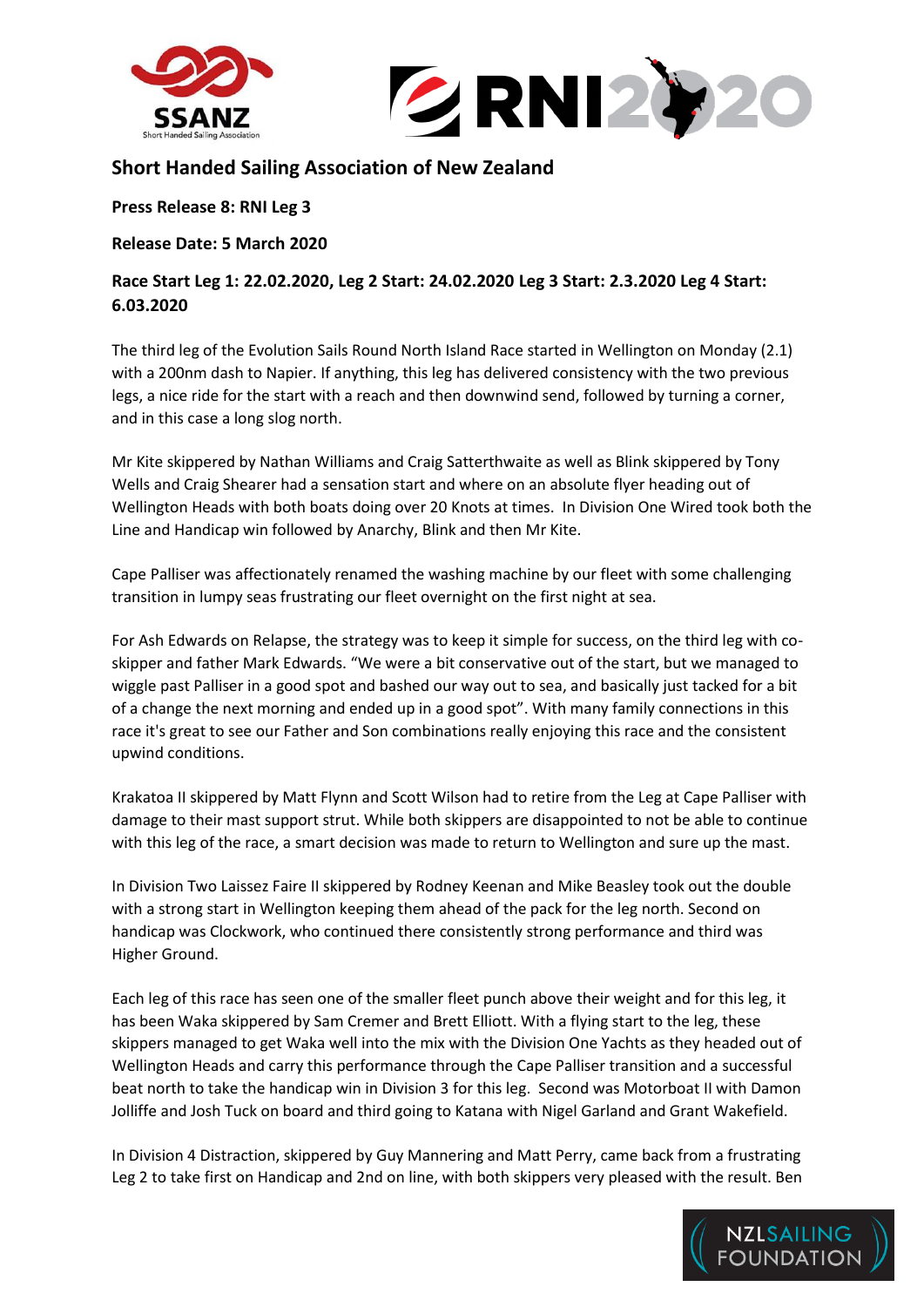## Short Handed Sailing Association of New Zealand

**Press Release 8: RNI Leg 3**

**Release Date: 5 March 2020**

**Race Start Leg 1: 22.02.2020, Leg 2 Start: 24.02.2020 Leg 3 Start: 2.3.2020 Leg 4 Start: 6.03.2020**

The third leg of the Evolution Sails Round North Island Race started in Wellington on Monday (2.1) with a 200nm dash to Napier. If anything, this leg has delivered consistency with the two previous legs, a nice ride for the start with a reach and then downwind send, followed by turning a corner, and in this case a long slog north.

Mr Kite skippered by Nathan Williams and Craig Satterthwaite as well as Blink skippered by Tony Wells and Craig Shearer had a sensation start and where on an absolute flyer heading out of Wellington Heads with both boats doing over 20 Knots at times. In Division One Wired took both the Line and Handicap win followed by Anarchy, Blink and then Mr Kite.

Cape Palliser was affectionately renamed the washing machine by our fleet with some challenging transition in lumpy seas frustrating our fleet overnight on the first night at sea.

For Ash Edwards on Relapse, the strategy was to keep it simple for success, on the third leg with co-skipper and father Mark Edwards. "We were a bit conservative out of the start, but we managed to wiggle past Palliser in a good spot and bashed our way out to sea, and basically just tacked for a bit of a change the next morning and ended up in a good spot". With many family connections in this race it's great to see our Father and Son combinations really enjoying this race and the consistent upwind conditions.

Krakatoa II skippered by Matt Flynn and Scott Wilson had to retire from the Leg at Cape Palliser with damage to their mast support strut. While both skippers are disappointed to not be able to continue with this leg of the race, a smart decision was made to return to Wellington and sure up the mast.

In Division Two Laissez Faire II skippered by Rodney Keenan and Mike Beasley took out the double with a strong start in Wellington keeping them ahead of the pack for the leg north. Second on handicap was Clockwork, who continued there consistently strong performance and third was Higher Ground.

Each leg of this race has seen one of the smaller fleet punch above their weight and for this leg, it has been Waka skippered by Sam Cremer and Brett Elliott. With a flying start to the leg, these skippers managed to get Waka well into the mix with the Division One Yachts as they headed out of Wellington Heads and carry this performance through the Cape Palliser transition and a successful beat north to take the handicap win in Division 3 for this leg. Second was Motorboat II with Damon Jolliffe and Josh Tuck on board and third going to Katana with Nigel Garland and Grant Wakefield.

In Division 4 Distraction, skippered by Guy Mannering and Matt Perry, came back from a frustrating Leg 2 to take first on Handicap and 2nd on line, with both skippers very pleased with the result. Ben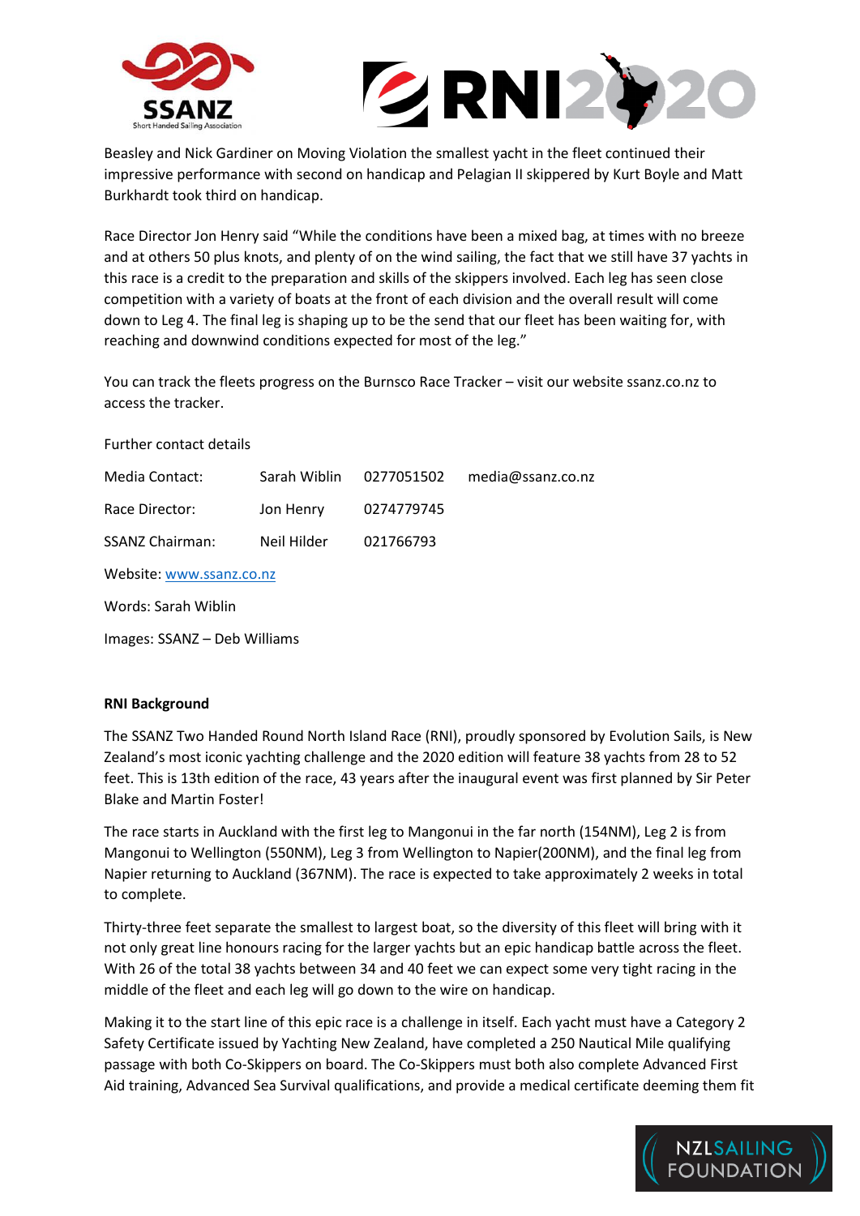Beasley and Nick Gardiner on Moving Violation the smallest yacht in the fleet continued their impressive performance with second on handicap and Pelagian II skippered by Kurt Boyle and Matt Burkhardt took third on handicap.

Race Director Jon Henry said "While the conditions have been a mixed bag, at times with no breeze and at others 50 plus knots, and plenty of on the wind sailing, the fact that we still have 37 yachts in this race is a credit to the preparation and skills of the skippers involved. Each leg has seen close competition with a variety of boats at the front of each division and the overall result will come down to Leg 4. The final leg is shaping up to be the send that our fleet has been waiting for, with reaching and downwind conditions expected for most of the leg."

You can track the fleets progress on the Burnsco Race Tracker – visit our website ssanz.co.nz to access the tracker.

Further contact details

| | | | |
|---|---|---|---|
| Media Contact: | Sarah Wiblin | 0277051502 | media@ssanz.co.nz |
| Race Director: | Jon Henry | 0274779745 | |
| SSANZ Chairman: | Neil Hilder | 021766793 | |

Website: www.ssanz.co.nz

Words: Sarah Wiblin

Images: SSANZ – Deb Williams

**RNI Background**

The SSANZ Two Handed Round North Island Race (RNI), proudly sponsored by Evolution Sails, is New Zealand's most iconic yachting challenge and the 2020 edition will feature 38 yachts from 28 to 52 feet. This is 13th edition of the race, 43 years after the inaugural event was first planned by Sir Peter Blake and Martin Foster!

The race starts in Auckland with the first leg to Mangonui in the far north (154NM), Leg 2 is from Mangonui to Wellington (550NM), Leg 3 from Wellington to Napier(200NM), and the final leg from Napier returning to Auckland (367NM). The race is expected to take approximately 2 weeks in total to complete.

Thirty-three feet separate the smallest to largest boat, so the diversity of this fleet will bring with it not only great line honours racing for the larger yachts but an epic handicap battle across the fleet. With 26 of the total 38 yachts between 34 and 40 feet we can expect some very tight racing in the middle of the fleet and each leg will go down to the wire on handicap.

Making it to the start line of this epic race is a challenge in itself. Each yacht must have a Category 2 Safety Certificate issued by Yachting New Zealand, have completed a 250 Nautical Mile qualifying passage with both Co-Skippers on board. The Co-Skippers must both also complete Advanced First Aid training, Advanced Sea Survival qualifications, and provide a medical certificate deeming them fit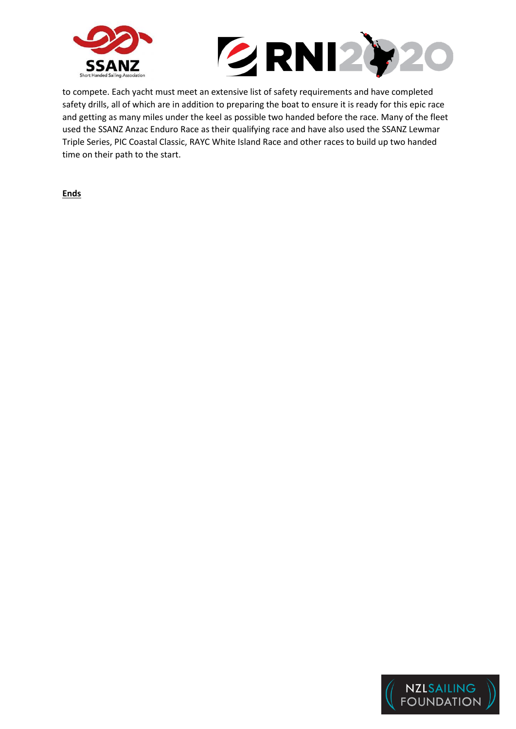to compete. Each yacht must meet an extensive list of safety requirements and have completed safety drills, all of which are in addition to preparing the boat to ensure it is ready for this epic race and getting as many miles under the keel as possible two handed before the race. Many of the fleet used the SSANZ Anzac Enduro Race as their qualifying race and have also used the SSANZ Lewmar Triple Series, PIC Coastal Classic, RAYC White Island Race and other races to build up two handed time on their path to the start.

**Ends**